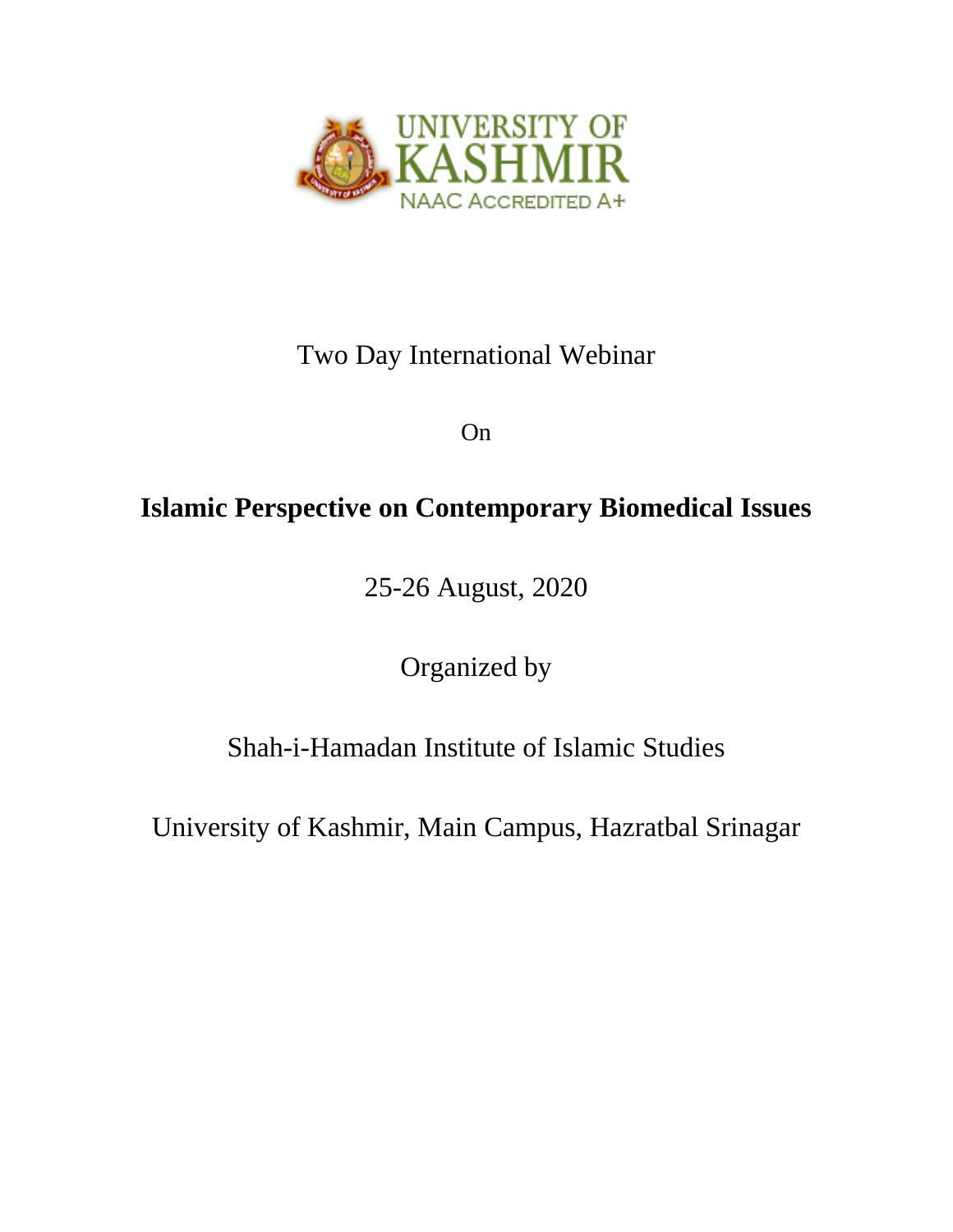UNIVERSITY OF KASHMIR

NAAC ACCREDITED A+

Two Day International Webinar

On

# Islamic Perspective on Contemporary Biomedical Issues

25-26 August, 2020

Organized by

Shah-i-Hamadan Institute of Islamic Studies

University of Kashmir, Main Campus, Hazratbal Srinagar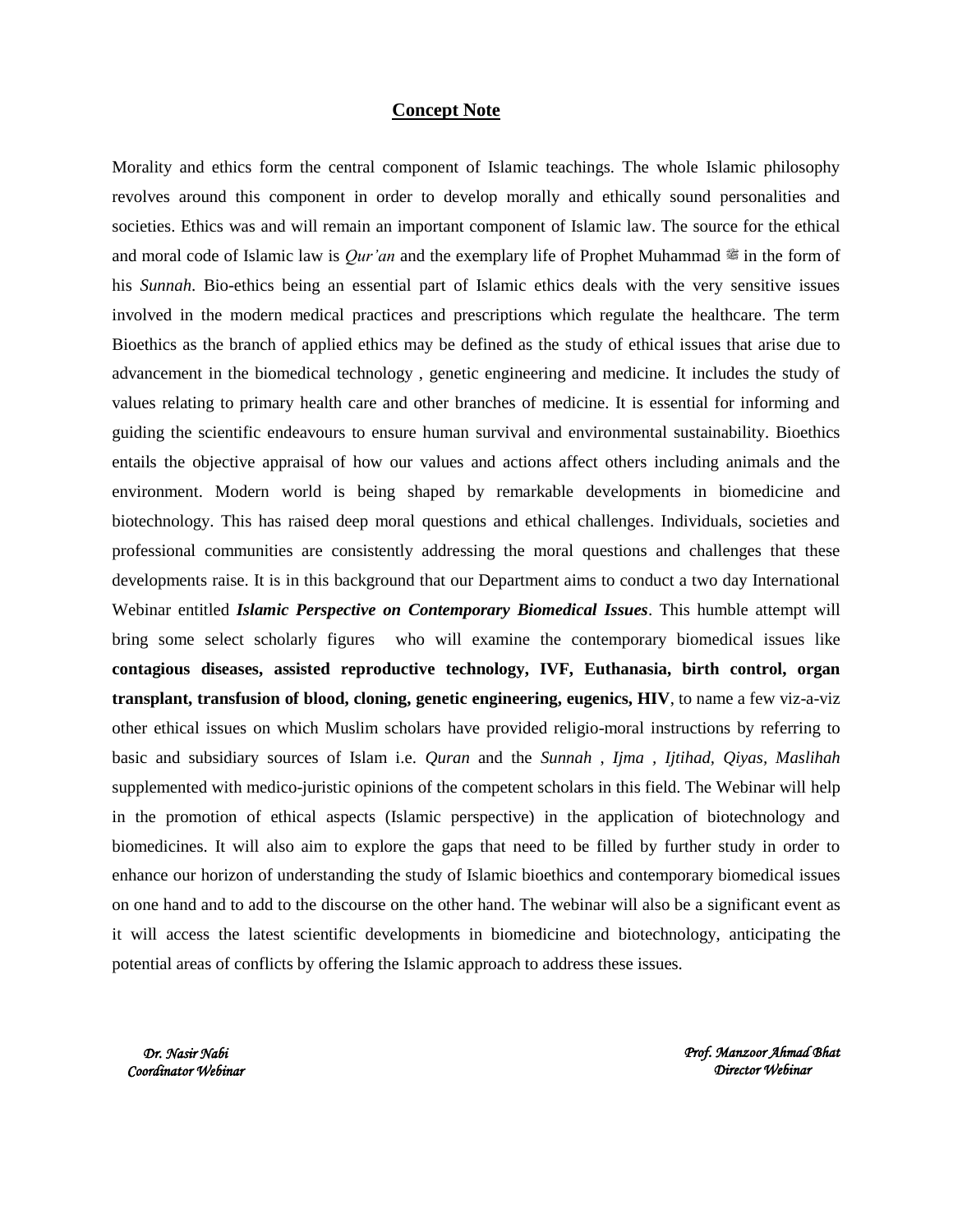## Concept Note

Morality and ethics form the central component of Islamic teachings. The whole Islamic philosophy revolves around this component in order to develop morally and ethically sound personalities and societies. Ethics was and will remain an important component of Islamic law. The source for the ethical and moral code of Islamic law is *Qur'an* and the exemplary life of Prophet Muhammad ﷺ in the form of his *Sunnah*. Bio-ethics being an essential part of Islamic ethics deals with the very sensitive issues involved in the modern medical practices and prescriptions which regulate the healthcare. The term Bioethics as the branch of applied ethics may be defined as the study of ethical issues that arise due to advancement in the biomedical technology , genetic engineering and medicine. It includes the study of values relating to primary health care and other branches of medicine. It is essential for informing and guiding the scientific endeavours to ensure human survival and environmental sustainability. Bioethics entails the objective appraisal of how our values and actions affect others including animals and the environment. Modern world is being shaped by remarkable developments in biomedicine and biotechnology. This has raised deep moral questions and ethical challenges. Individuals, societies and professional communities are consistently addressing the moral questions and challenges that these developments raise. It is in this background that our Department aims to conduct a two day International Webinar entitled ***Islamic Perspective on Contemporary Biomedical Issues***. This humble attempt will bring some select scholarly figures who will examine the contemporary biomedical issues like **contagious diseases, assisted reproductive technology, IVF, Euthanasia, birth control, organ transplant, transfusion of blood, cloning, genetic engineering, eugenics, HIV**, to name a few viz-a-viz other ethical issues on which Muslim scholars have provided religio-moral instructions by referring to basic and subsidiary sources of Islam i.e. *Quran* and the *Sunnah* , *Ijma* , *Ijtihad, Qiyas, Maslihah* supplemented with medico-juristic opinions of the competent scholars in this field. The Webinar will help in the promotion of ethical aspects (Islamic perspective) in the application of biotechnology and biomedicines. It will also aim to explore the gaps that need to be filled by further study in order to enhance our horizon of understanding the study of Islamic bioethics and contemporary biomedical issues on one hand and to add to the discourse on the other hand. The webinar will also be a significant event as it will access the latest scientific developments in biomedicine and biotechnology, anticipating the potential areas of conflicts by offering the Islamic approach to address these issues.

*Dr. Nasir Nabi*
*Coordinator Webinar*

*Prof. Manzoor Ahmad Bhat*
*Director Webinar*